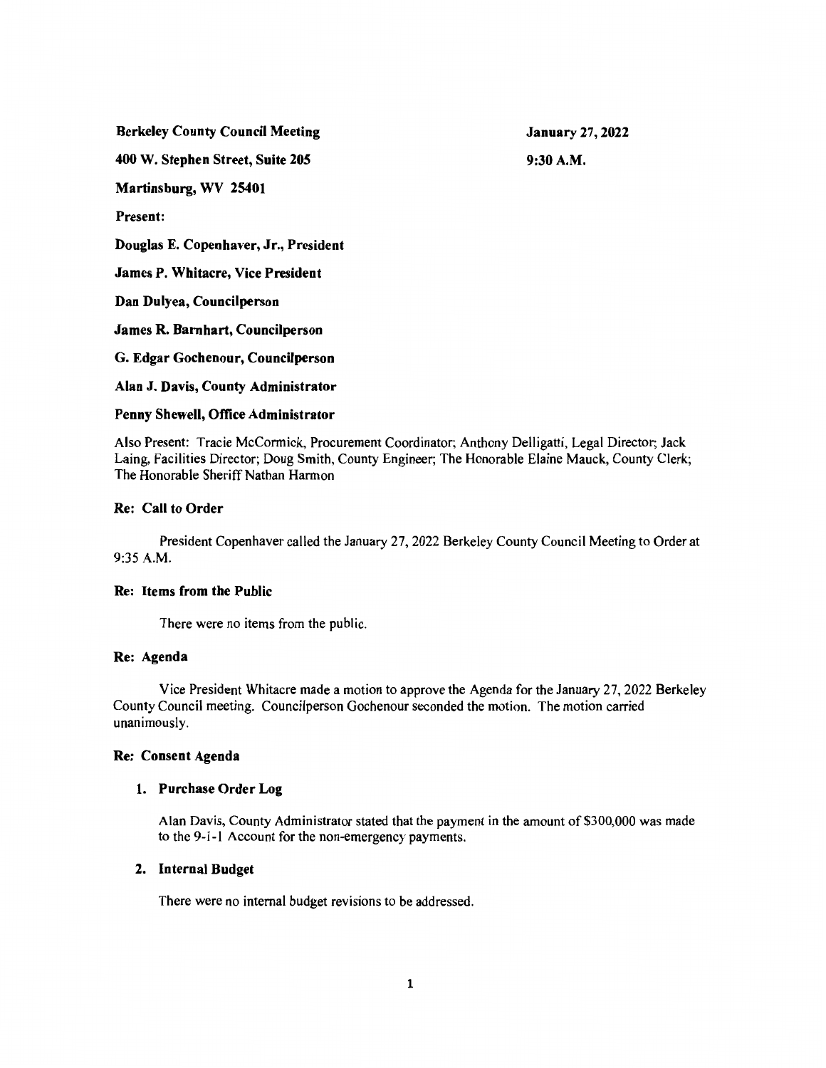**Berkeley County Council Meeting** **January 27, 2022**

**400 W. Stephen Street, Suite 205** **9:30 A.M.**

**Martinsburg, WV 25401**

**Present:**

**Douglas E. Copenhaver, Jr., President**

**James P. Whitacre, Vice President**

**Dan Dulyea, Councilperson**

**James R. Barnhart, Councilperson**

**G. Edgar Gochenour, Councilperson**

**Alan J. Davis, County Administrator**

**Penny Shewell, Office Administrator**

Also Present: Tracie McCormick, Procurement Coordinator; Anthony Delligatti, Legal Director; Jack Laing, Facilities Director; Doug Smith, County Engineer; The Honorable Elaine Mauck, County Clerk; The Honorable Sheriff Nathan Harmon

**Re: Call to Order**

President Copenhaver called the January 27, 2022 Berkeley County Council Meeting to Order at 9:35 A.M.

**Re: Items from the Public**

There were no items from the public.

**Re: Agenda**

Vice President Whitacre made a motion to approve the Agenda for the January 27, 2022 Berkeley County Council meeting. Councilperson Gochenour seconded the motion. The motion carried unanimously.

**Re: Consent Agenda**

1. **Purchase Order Log**

   Alan Davis, County Administrator stated that the payment in the amount of $300,000 was made to the 9-1-1 Account for the non-emergency payments.

2. **Internal Budget**

   There were no internal budget revisions to be addressed.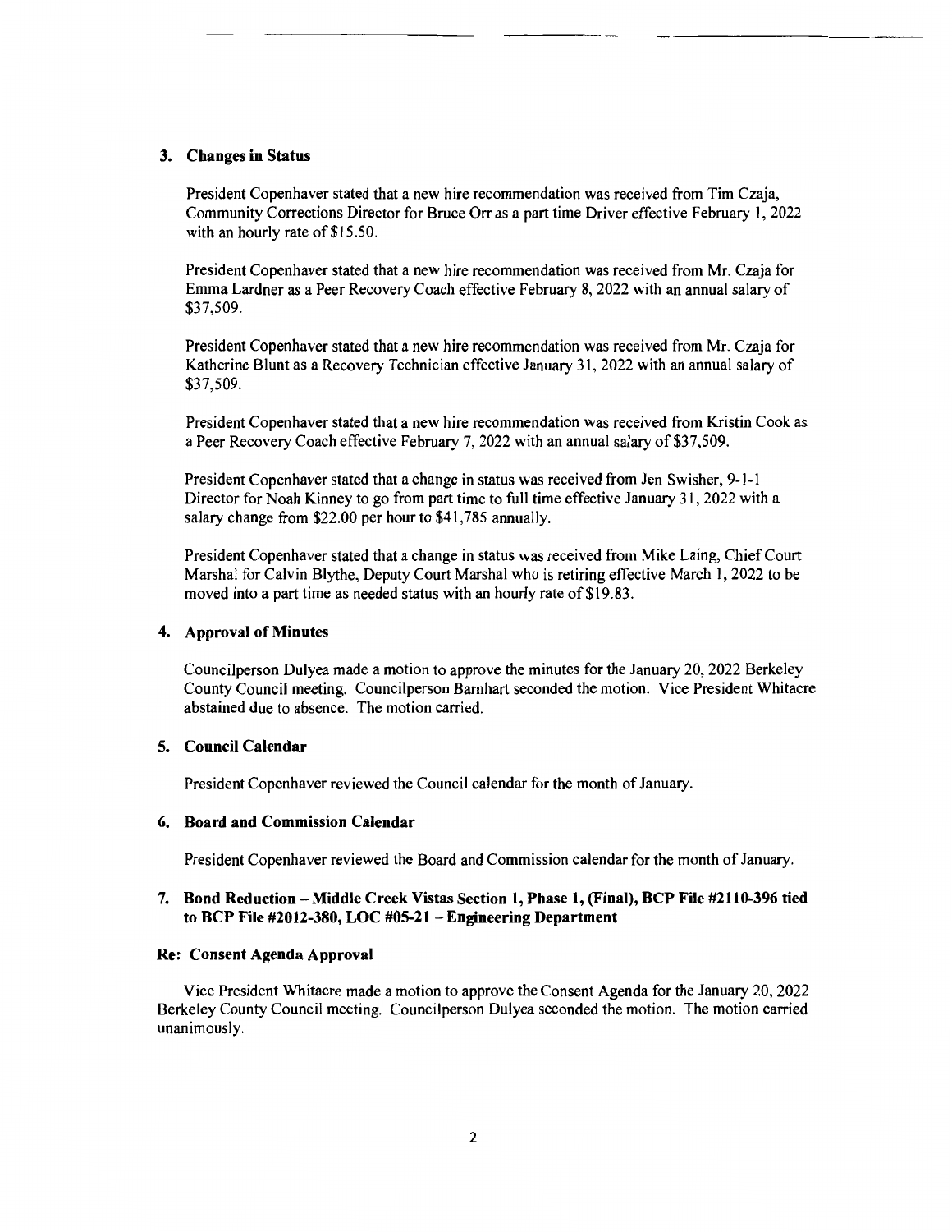### 3. Changes in Status

President Copenhaver stated that a new hire recommendation was received from Tim Czaja, Community Corrections Director for Bruce Orr as a part time Driver effective February 1, 2022 with an hourly rate of $15.50.

President Copenhaver stated that a new hire recommendation was received from Mr. Czaja for Emma Lardner as a Peer Recovery Coach effective February 8, 2022 with an annual salary of $37,509.

President Copenhaver stated that a new hire recommendation was received from Mr. Czaja for Katherine Blunt as a Recovery Technician effective January 31, 2022 with an annual salary of $37,509.

President Copenhaver stated that a new hire recommendation was received from Kristin Cook as a Peer Recovery Coach effective February 7, 2022 with an annual salary of $37,509.

President Copenhaver stated that a change in status was received from Jen Swisher, 9-1-1 Director for Noah Kinney to go from part time to full time effective January 31, 2022 with a salary change from $22.00 per hour to $41,785 annually.

President Copenhaver stated that a change in status was received from Mike Laing, Chief Court Marshal for Calvin Blythe, Deputy Court Marshal who is retiring effective March 1, 2022 to be moved into a part time as needed status with an hourly rate of $19.83.

### 4. Approval of Minutes

Councilperson Dulyea made a motion to approve the minutes for the January 20, 2022 Berkeley County Council meeting. Councilperson Barnhart seconded the motion. Vice President Whitacre abstained due to absence. The motion carried.

### 5. Council Calendar

President Copenhaver reviewed the Council calendar for the month of January.

### 6. Board and Commission Calendar

President Copenhaver reviewed the Board and Commission calendar for the month of January.

### 7. Bond Reduction – Middle Creek Vistas Section 1, Phase 1, (Final), BCP File #2110-396 tied to BCP File #2012-380, LOC #05-21 – Engineering Department

### Re: Consent Agenda Approval

Vice President Whitacre made a motion to approve the Consent Agenda for the January 20, 2022 Berkeley County Council meeting. Councilperson Dulyea seconded the motion. The motion carried unanimously.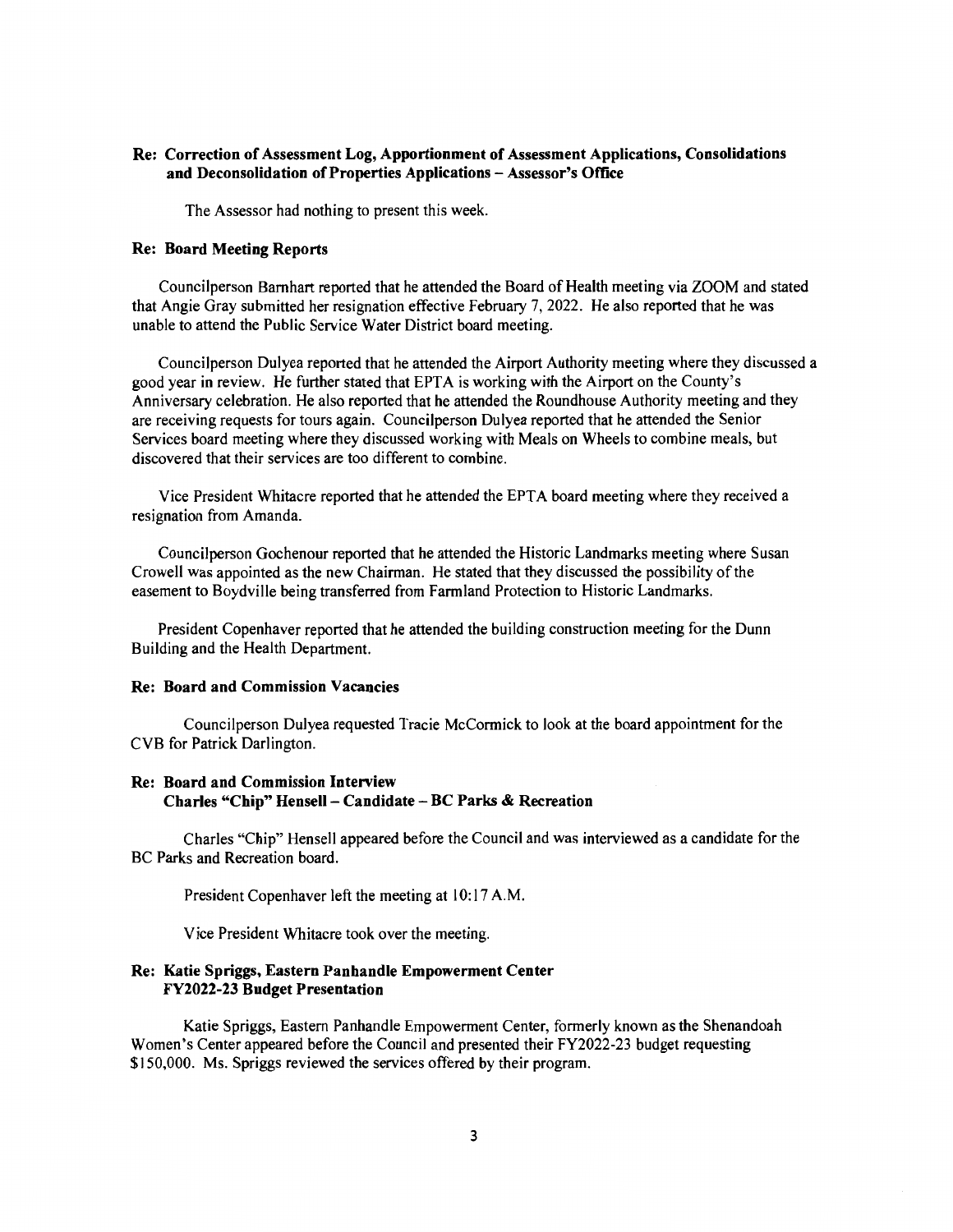**Re: Correction of Assessment Log, Apportionment of Assessment Applications, Consolidations and Deconsolidation of Properties Applications – Assessor's Office**

The Assessor had nothing to present this week.

**Re: Board Meeting Reports**

Councilperson Barnhart reported that he attended the Board of Health meeting via ZOOM and stated that Angie Gray submitted her resignation effective February 7, 2022. He also reported that he was unable to attend the Public Service Water District board meeting.

Councilperson Dulyea reported that he attended the Airport Authority meeting where they discussed a good year in review. He further stated that EPTA is working with the Airport on the County's Anniversary celebration. He also reported that he attended the Roundhouse Authority meeting and they are receiving requests for tours again. Councilperson Dulyea reported that he attended the Senior Services board meeting where they discussed working with Meals on Wheels to combine meals, but discovered that their services are too different to combine.

Vice President Whitacre reported that he attended the EPTA board meeting where they received a resignation from Amanda.

Councilperson Gochenour reported that he attended the Historic Landmarks meeting where Susan Crowell was appointed as the new Chairman. He stated that they discussed the possibility of the easement to Boydville being transferred from Farmland Protection to Historic Landmarks.

President Copenhaver reported that he attended the building construction meeting for the Dunn Building and the Health Department.

**Re: Board and Commission Vacancies**

Councilperson Dulyea requested Tracie McCormick to look at the board appointment for the CVB for Patrick Darlington.

**Re: Board and Commission Interview**
**Charles "Chip" Hensell – Candidate – BC Parks & Recreation**

Charles "Chip" Hensell appeared before the Council and was interviewed as a candidate for the BC Parks and Recreation board.

President Copenhaver left the meeting at 10:17 A.M.

Vice President Whitacre took over the meeting.

**Re: Katie Spriggs, Eastern Panhandle Empowerment Center**
**FY2022-23 Budget Presentation**

Katie Spriggs, Eastern Panhandle Empowerment Center, formerly known as the Shenandoah Women's Center appeared before the Council and presented their FY2022-23 budget requesting $150,000. Ms. Spriggs reviewed the services offered by their program.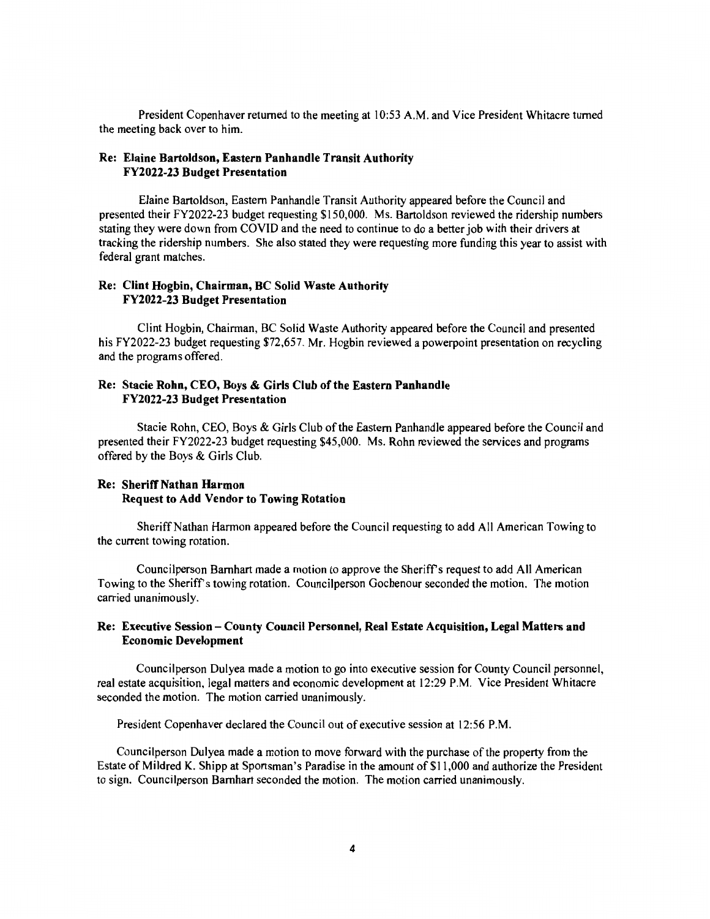President Copenhaver returned to the meeting at 10:53 A.M. and Vice President Whitacre turned the meeting back over to him.

**Re: Elaine Bartoldson, Eastern Panhandle Transit Authority**
**FY2022-23 Budget Presentation**

Elaine Bartoldson, Eastern Panhandle Transit Authority appeared before the Council and presented their FY2022-23 budget requesting $150,000. Ms. Bartoldson reviewed the ridership numbers stating they were down from COVID and the need to continue to do a better job with their drivers at tracking the ridership numbers. She also stated they were requesting more funding this year to assist with federal grant matches.

**Re: Clint Hogbin, Chairman, BC Solid Waste Authority**
**FY2022-23 Budget Presentation**

Clint Hogbin, Chairman, BC Solid Waste Authority appeared before the Council and presented his FY2022-23 budget requesting $72,657. Mr. Hogbin reviewed a powerpoint presentation on recycling and the programs offered.

**Re: Stacie Rohn, CEO, Boys & Girls Club of the Eastern Panhandle**
**FY2022-23 Budget Presentation**

Stacie Rohn, CEO, Boys & Girls Club of the Eastern Panhandle appeared before the Council and presented their FY2022-23 budget requesting $45,000. Ms. Rohn reviewed the services and programs offered by the Boys & Girls Club.

**Re: Sheriff Nathan Harmon**
**Request to Add Vendor to Towing Rotation**

Sheriff Nathan Harmon appeared before the Council requesting to add All American Towing to the current towing rotation.

Councilperson Barnhart made a motion to approve the Sheriff's request to add All American Towing to the Sheriff's towing rotation. Councilperson Gochenour seconded the motion. The motion carried unanimously.

**Re: Executive Session – County Council Personnel, Real Estate Acquisition, Legal Matters and Economic Development**

Councilperson Dulyea made a motion to go into executive session for County Council personnel, real estate acquisition, legal matters and economic development at 12:29 P.M. Vice President Whitacre seconded the motion. The motion carried unanimously.

President Copenhaver declared the Council out of executive session at 12:56 P.M.

Councilperson Dulyea made a motion to move forward with the purchase of the property from the Estate of Mildred K. Shipp at Sportsman's Paradise in the amount of $11,000 and authorize the President to sign. Councilperson Barnhart seconded the motion. The motion carried unanimously.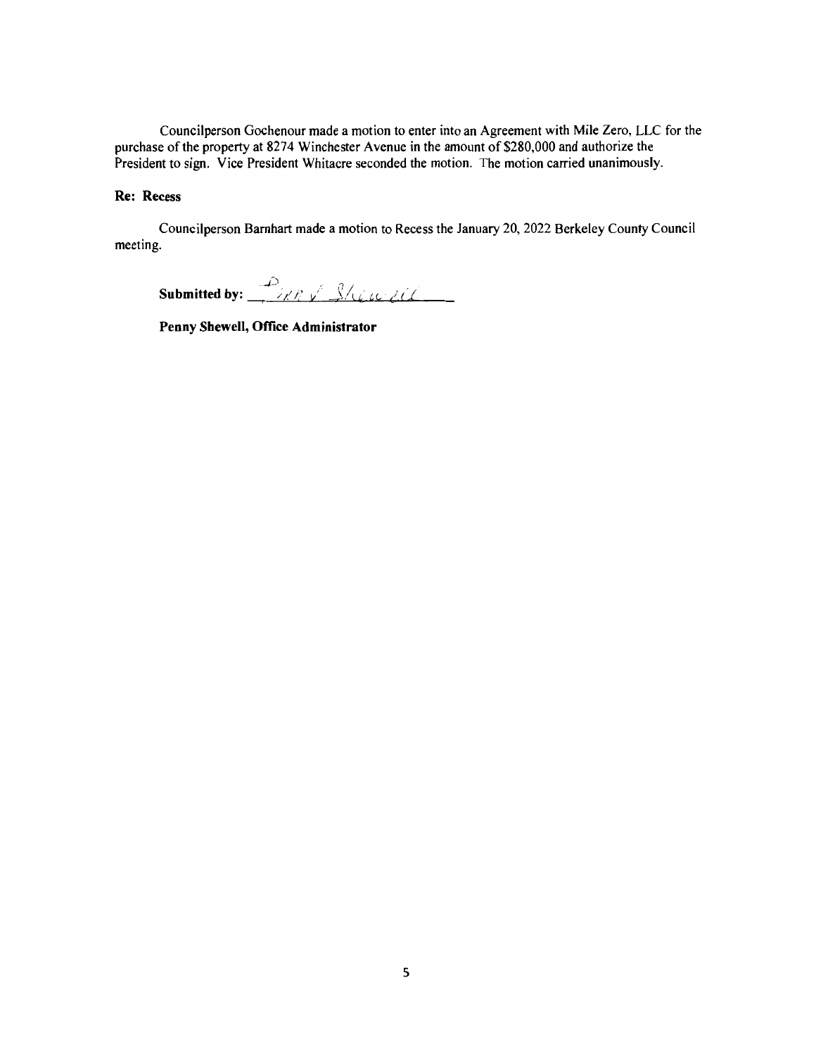Councilperson Gochenour made a motion to enter into an Agreement with Mile Zero, LLC for the purchase of the property at 8274 Winchester Avenue in the amount of $280,000 and authorize the President to sign. Vice President Whitacre seconded the motion. The motion carried unanimously.

**Re: Recess**

Councilperson Barnhart made a motion to Recess the January 20, 2022 Berkeley County Council meeting.

**Submitted by:** Penny Shewell

**Penny Shewell, Office Administrator**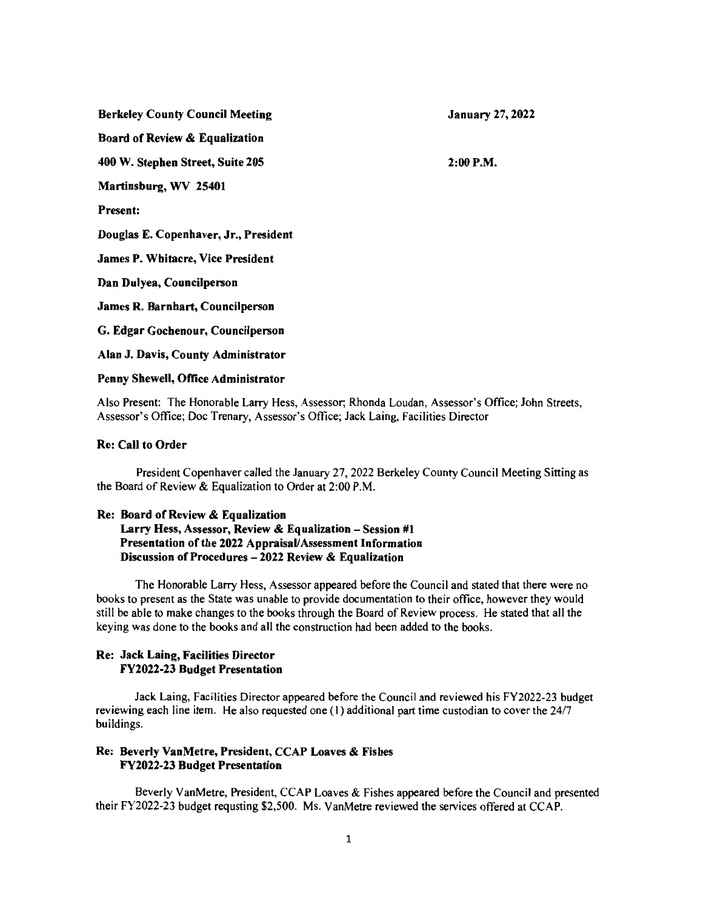**Berkeley County Council Meeting** **January 27, 2022**

**Board of Review & Equalization**

**400 W. Stephen Street, Suite 205** **2:00 P.M.**

**Martinsburg, WV 25401**

**Present:**

**Douglas E. Copenhaver, Jr., President**

**James P. Whitacre, Vice President**

**Dan Dulyea, Councilperson**

**James R. Barnhart, Councilperson**

**G. Edgar Gochenour, Councilperson**

**Alan J. Davis, County Administrator**

**Penny Shewell, Office Administrator**

Also Present: The Honorable Larry Hess, Assessor; Rhonda Loudan, Assessor's Office; John Streets, Assessor's Office; Doc Trenary, Assessor's Office; Jack Laing, Facilities Director

**Re: Call to Order**

President Copenhaver called the January 27, 2022 Berkeley County Council Meeting Sitting as the Board of Review & Equalization to Order at 2:00 P.M.

**Re: Board of Review & Equalization**
**Larry Hess, Assessor, Review & Equalization – Session #1**
**Presentation of the 2022 Appraisal/Assessment Information**
**Discussion of Procedures – 2022 Review & Equalization**

The Honorable Larry Hess, Assessor appeared before the Council and stated that there were no books to present as the State was unable to provide documentation to their office, however they would still be able to make changes to the books through the Board of Review process. He stated that all the keying was done to the books and all the construction had been added to the books.

**Re: Jack Laing, Facilities Director**
**FY2022-23 Budget Presentation**

Jack Laing, Facilities Director appeared before the Council and reviewed his FY2022-23 budget reviewing each line item. He also requested one (1) additional part time custodian to cover the 24/7 buildings.

**Re: Beverly VanMetre, President, CCAP Loaves & Fishes**
**FY2022-23 Budget Presentation**

Beverly VanMetre, President, CCAP Loaves & Fishes appeared before the Council and presented their FY2022-23 budget requsting $2,500. Ms. VanMetre reviewed the services offered at CCAP.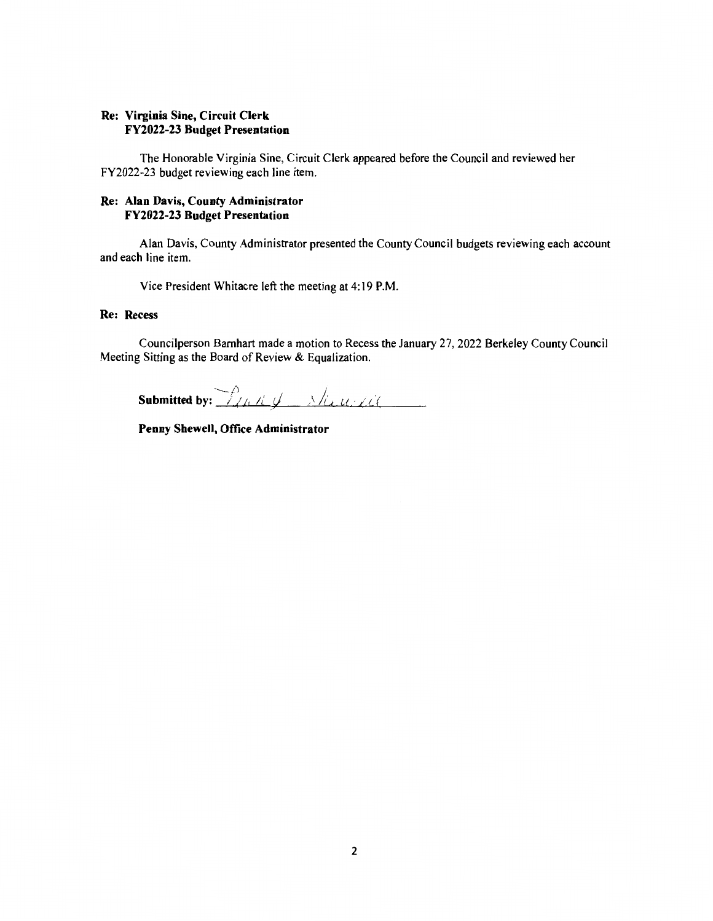**Re: Virginia Sine, Circuit Clerk**
**FY2022-23 Budget Presentation**

The Honorable Virginia Sine, Circuit Clerk appeared before the Council and reviewed her FY2022-23 budget reviewing each line item.

**Re: Alan Davis, County Administrator**
**FY2022-23 Budget Presentation**

Alan Davis, County Administrator presented the County Council budgets reviewing each account and each line item.

Vice President Whitacre left the meeting at 4:19 P.M.

**Re: Recess**

Councilperson Barnhart made a motion to Recess the January 27, 2022 Berkeley County Council Meeting Sitting as the Board of Review & Equalization.

**Submitted by:** Penny Shewell

**Penny Shewell, Office Administrator**